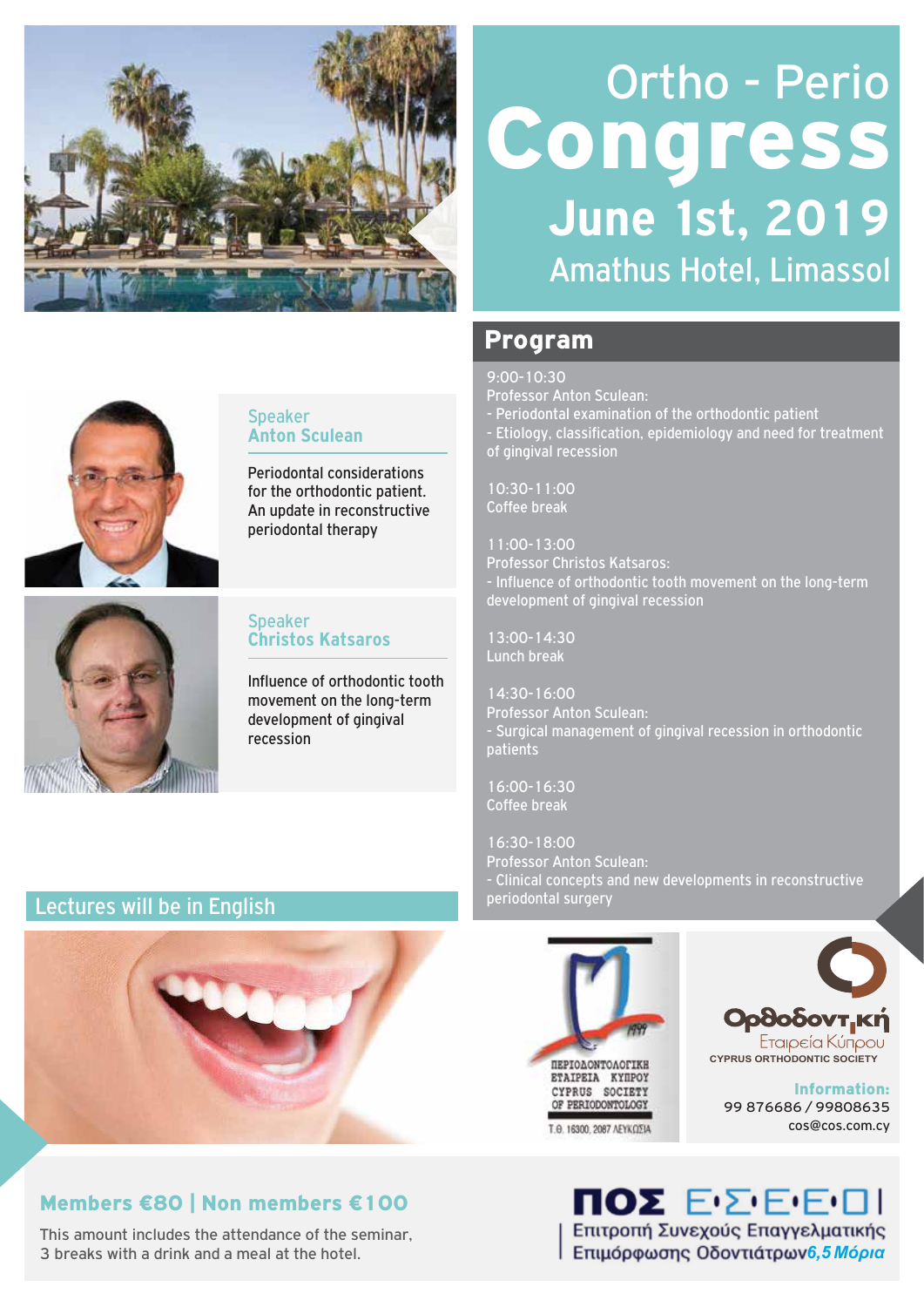# Ortho - Perio Congress

## June 1st, 2019

Amathus Hotel, Limassol

Speaker
**Anton Sculean**

Periodontal considerations for the orthodontic patient. An update in reconstructive periodontal therapy

Speaker
**Christos Katsaros**

Influence of orthodontic tooth movement on the long-term development of gingival recession

## Program

9:00-10:30
Professor Anton Sculean:
- Periodontal examination of the orthodontic patient
- Etiology, classification, epidemiology and need for treatment of gingival recession

10:30-11:00
Coffee break

11:00-13:00
Professor Christos Katsaros:
- Influence of orthodontic tooth movement on the long-term development of gingival recession

13:00-14:30
Lunch break

14:30-16:00
Professor Anton Sculean:
- Surgical management of gingival recession in orthodontic patients

16:00-16:30
Coffee break

16:30-18:00
Professor Anton Sculean:
- Clinical concepts and new developments in reconstructive periodontal surgery

Lectures will be in English

ΠΕΡΙΟΔΟΝΤΟΛΟΓΙΚΗ ΕΤΑΙΡΕΙΑ ΚΥΠΡΟΥ
CYPRUS SOCIETY OF PERIODONTOLOGY
Τ.Θ. 16300, 2087 ΛΕΥΚΩΣΙΑ

Ορθοδοντική Εταιρεία Κύπρου
CYPRUS ORTHODONTIC SOCIETY

**Information:**
99 876686 / 99808635
cos@cos.com.cy

**Members €80 | Non members €100**

This amount includes the attendance of the seminar, 3 breaks with a drink and a meal at the hotel.

ΠΟΣ Ε·Σ·Ε·Ε·Ο
Επιτροπή Συνεχούς Επαγγελματικής Επιμόρφωσης Οδοντιάτρων *6,5 Μόρια*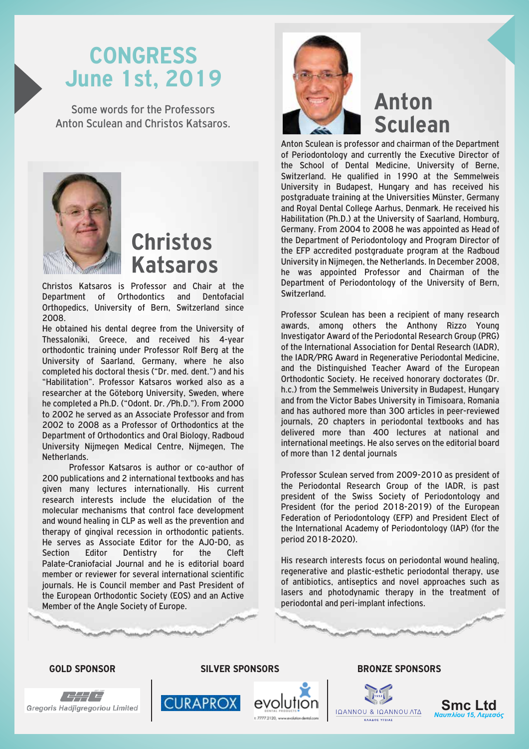# CONGRESS June 1st, 2019

Some words for the Professors Anton Sculean and Christos Katsaros.

## Christos Katsaros

Christos Katsaros is Professor and Chair at the Department of Orthodontics and Dentofacial Orthopedics, University of Bern, Switzerland since 2008.

He obtained his dental degree from the University of Thessaloniki, Greece, and received his 4-year orthodontic training under Professor Rolf Berg at the University of Saarland, Germany, where he also completed his doctoral thesis ("Dr. med. dent.") and his "Habilitation". Professor Katsaros worked also as a researcher at the Göteborg University, Sweden, where he completed a Ph.D. ("Odont. Dr. /Ph.D."). From 2000 to 2002 he served as an Associate Professor and from 2002 to 2008 as a Professor of Orthodontics at the Department of Orthodontics and Oral Biology, Radboud University Nijmegen Medical Centre, Nijmegen, The Netherlands.

Professor Katsaros is author or co-author of 200 publications and 2 international textbooks and has given many lectures internationally. His current research interests include the elucidation of the molecular mechanisms that control face development and wound healing in CLP as well as the prevention and therapy of gingival recession in orthodontic patients. He serves as Associate Editor for the AJO-DO, as Section Editor Dentistry for the Cleft Palate-Craniofacial Journal and he is editorial board member or reviewer for several international scientific journals. He is Council member and Past President of the European Orthodontic Society (EOS) and an Active Member of the Angle Society of Europe.

## Anton Sculean

Anton Sculean is professor and chairman of the Department of Periodontology and currently the Executive Director of the School of Dental Medicine, University of Berne, Switzerland. He qualified in 1990 at the Semmelweis University in Budapest, Hungary and has received his postgraduate training at the Universities Münster, Germany and Royal Dental College Aarhus, Denmark. He received his Habilitation (Ph.D.) at the University of Saarland, Homburg, Germany. From 2004 to 2008 he was appointed as Head of the Department of Periodontology and Program Director of the EFP accredited postgraduate program at the Radboud University in Nijmegen, the Netherlands. In December 2008, he was appointed Professor and Chairman of the Department of Periodontology of the University of Bern, Switzerland.

Professor Sculean has been a recipient of many research awards, among others the Anthony Rizzo Young Investigator Award of the Periodontal Research Group (PRG) of the International Association for Dental Research (IADR), the IADR/PRG Award in Regenerative Periodontal Medicine, and the Distinguished Teacher Award of the European Orthodontic Society. He received honorary doctorates (Dr. h.c.) from the Semmelweis University in Budapest, Hungary and from the Victor Babes University in Timisoara, Romania and has authored more than 300 articles in peer-reviewed journals, 20 chapters in periodontal textbooks and has delivered more than 400 lectures at national and international meetings. He also serves on the editorial board of more than 12 dental journals

Professor Sculean served from 2009-2010 as president of the Periodontal Research Group of the IADR, is past president of the Swiss Society of Periodontology and President (for the period 2018-2019) of the European Federation of Periodontology (EFP) and President Elect of the International Academy of Periodontology (IAP) (for the period 2018-2020).

His research interests focus on periodontal wound healing, regenerative and plastic-esthetic periodontal therapy, use of antibiotics, antiseptics and novel approaches such as lasers and photodynamic therapy in the treatment of periodontal and peri-implant infections.

**GOLD SPONSOR**

Gregoris Hadjigregoriou Limited

**SILVER SPONSORS**

CURAPROX

evolution dental products

**BRONZE SPONSORS**

ΙΩΑΝΝΟΥ & ΙΩΑΝΝΟΥ ΛΤΔ

Smc Ltd
Ναυπλίου 15, Λεμεσός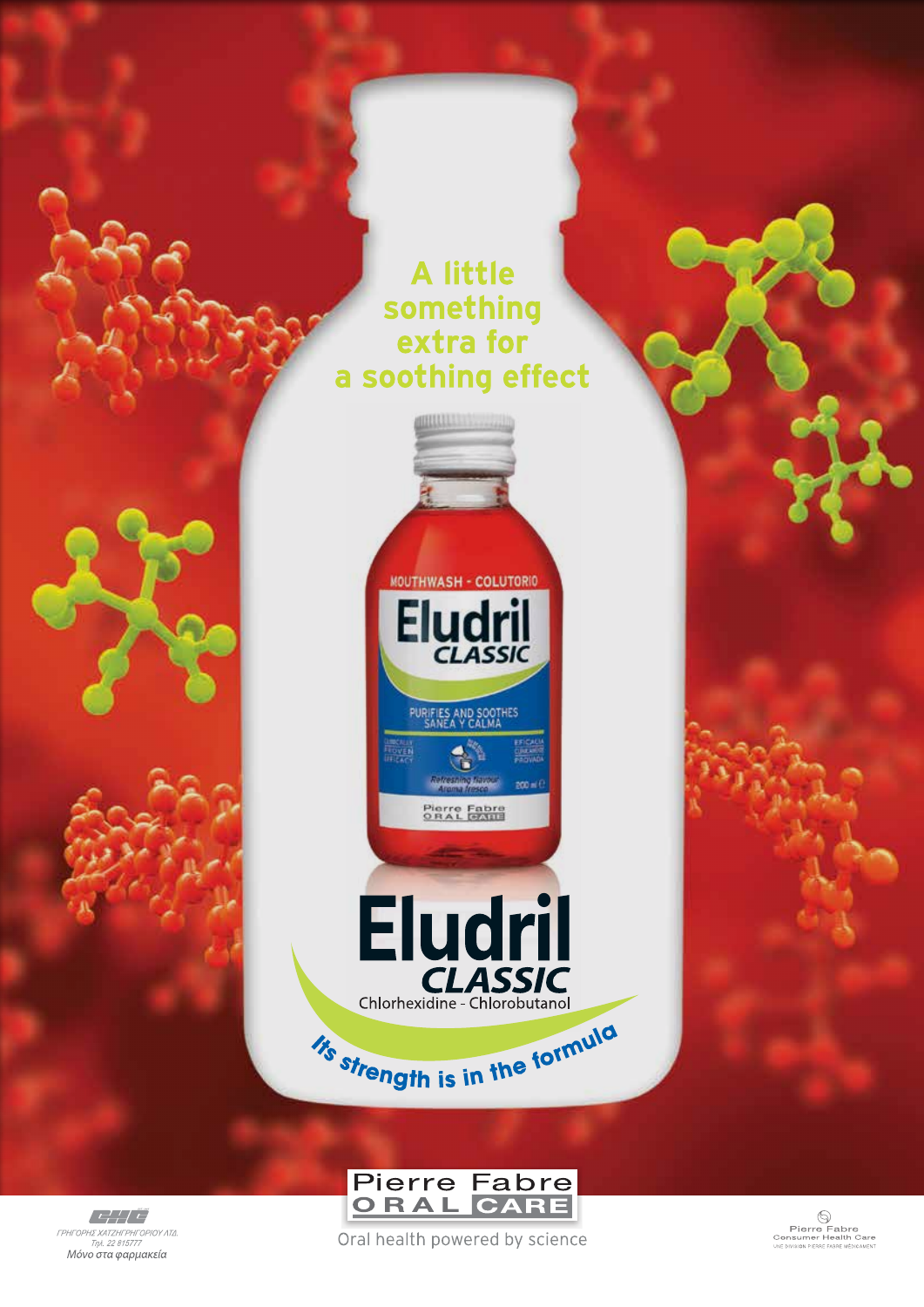A little something extra for a soothing effect

MOUTHWASH - COLUTORIO

Eludril CLASSIC

PURIFIES AND SOOTHES
SANEA Y CALMA

Refreshing flavour
Aroma fresco

200 ml

Pierre Fabre ORAL CARE

# Eludril CLASSIC

Chlorhexidine - Chlorobutanol

*Its strength is in the formula*

Pierre Fabre ORAL CARE

Oral health powered by science

ΓΡΗΓΟΡΗΣ ΧΑΤΖΗΓΡΗΓΟΡΙΟΥ ΛΤΔ.
Τηλ. 22 815777
Μόνο στα φαρμακεία

Pierre Fabre
Consumer Health Care
UNE DIVISION PIERRE FABRE MÉDICAMENT